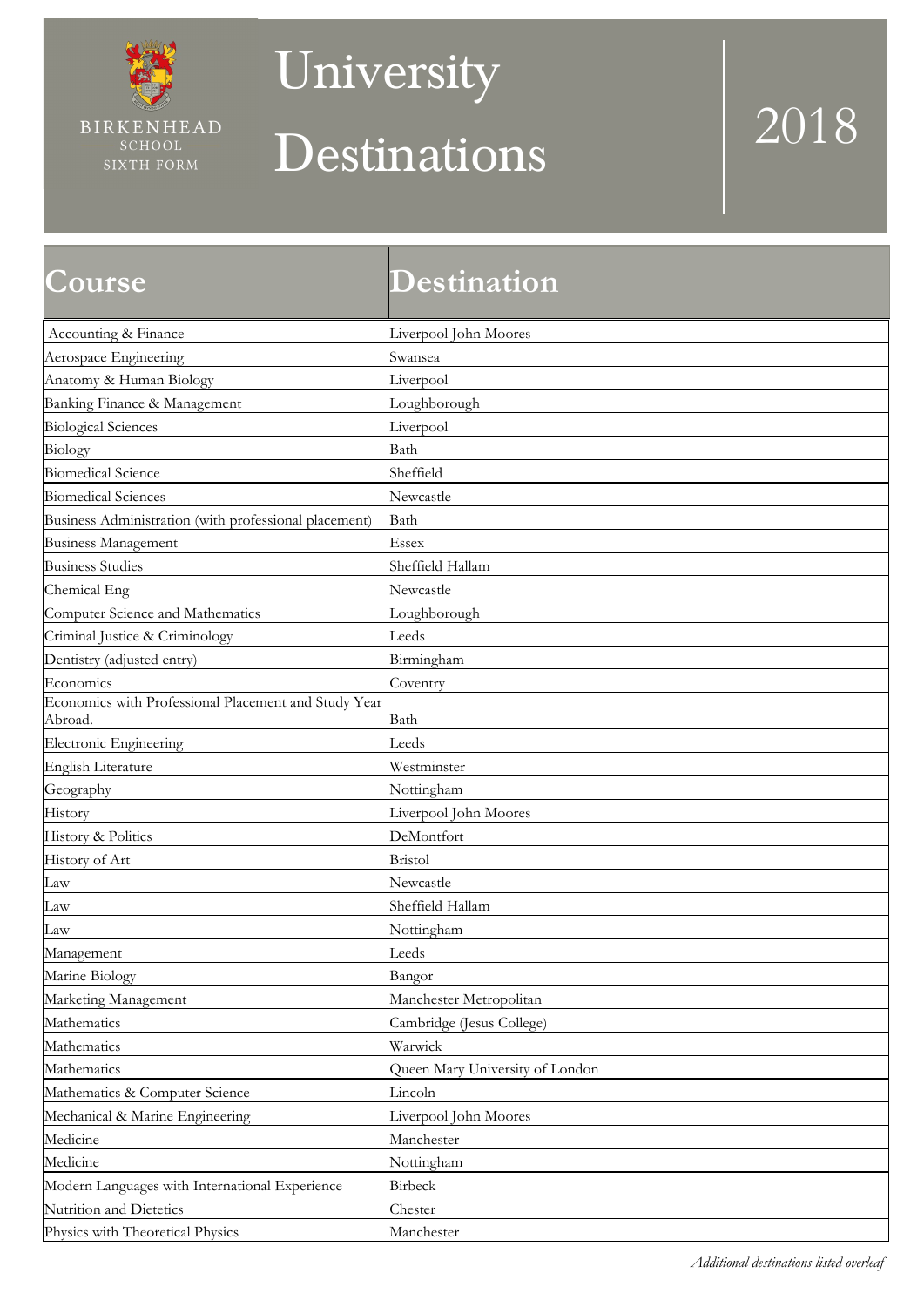BIRKENHEAD SCHOOL SIXTH FORM

# University Destinations 2018

| Course | Destination |
|---|---|
| Accounting & Finance | Liverpool John Moores |
| Aerospace Engineering | Swansea |
| Anatomy & Human Biology | Liverpool |
| Banking Finance & Management | Loughborough |
| Biological Sciences | Liverpool |
| Biology | Bath |
| Biomedical Science | Sheffield |
| Biomedical Sciences | Newcastle |
| Business Administration (with professional placement) | Bath |
| Business Management | Essex |
| Business Studies | Sheffield Hallam |
| Chemical Eng | Newcastle |
| Computer Science and Mathematics | Loughborough |
| Criminal Justice & Criminology | Leeds |
| Dentistry (adjusted entry) | Birmingham |
| Economics | Coventry |
| Economics with Professional Placement and Study Year Abroad. | Bath |
| Electronic Engineering | Leeds |
| English Literature | Westminster |
| Geography | Nottingham |
| History | Liverpool John Moores |
| History & Politics | DeMontfort |
| History of Art | Bristol |
| Law | Newcastle |
| Law | Sheffield Hallam |
| Law | Nottingham |
| Management | Leeds |
| Marine Biology | Bangor |
| Marketing Management | Manchester Metropolitan |
| Mathematics | Cambridge (Jesus College) |
| Mathematics | Warwick |
| Mathematics | Queen Mary University of London |
| Mathematics & Computer Science | Lincoln |
| Mechanical & Marine Engineering | Liverpool John Moores |
| Medicine | Manchester |
| Medicine | Nottingham |
| Modern Languages with International Experience | Birbeck |
| Nutrition and Dietetics | Chester |
| Physics with Theoretical Physics | Manchester |

*Additional destinations listed overleaf*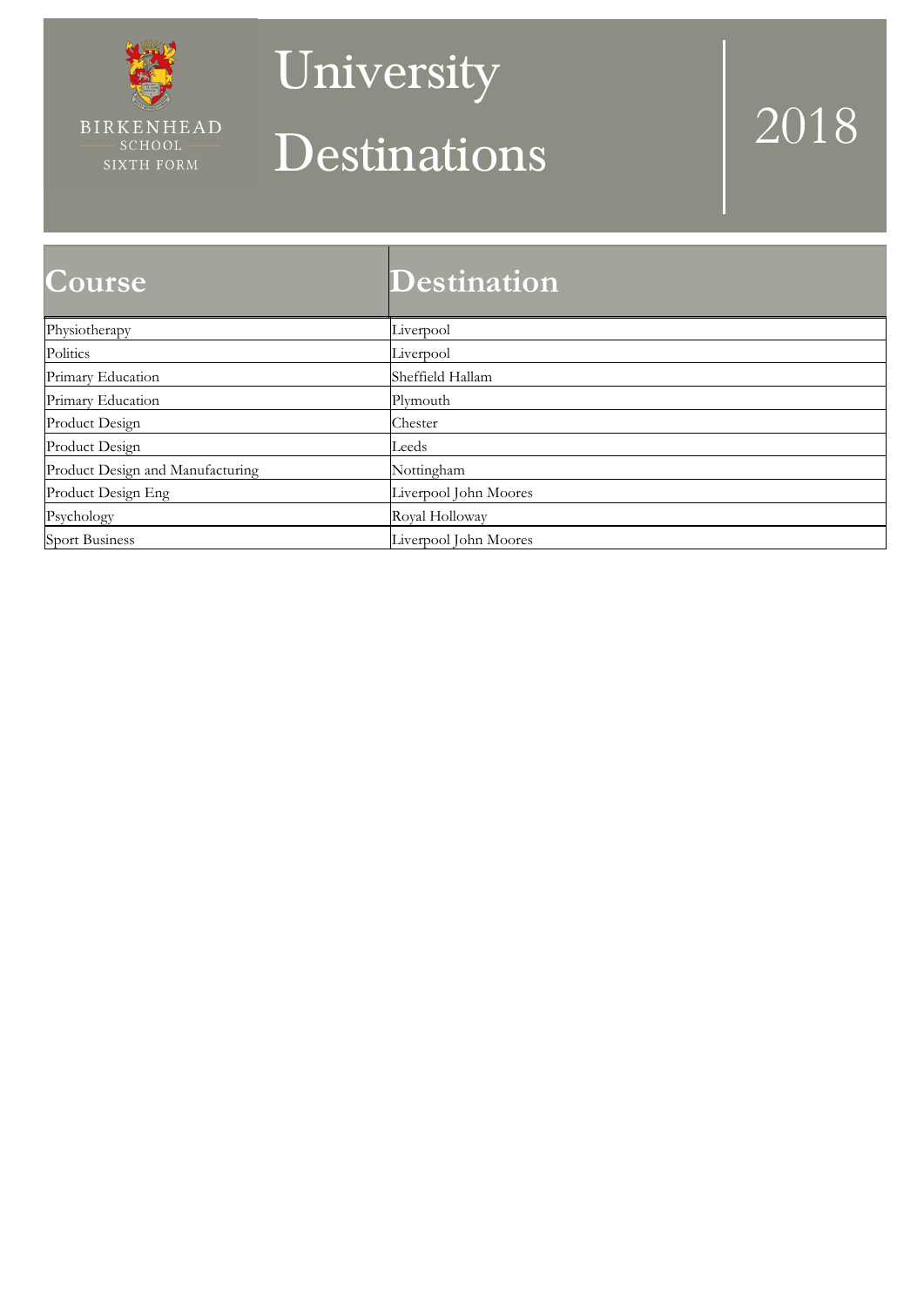BIRKENHEAD SCHOOL SIXTH FORM

# University Destinations 2018

| Course | Destination |
|---|---|
| Physiotherapy | Liverpool |
| Politics | Liverpool |
| Primary Education | Sheffield Hallam |
| Primary Education | Plymouth |
| Product Design | Chester |
| Product Design | Leeds |
| Product Design and Manufacturing | Nottingham |
| Product Design Eng | Liverpool John Moores |
| Psychology | Royal Holloway |
| Sport Business | Liverpool John Moores |